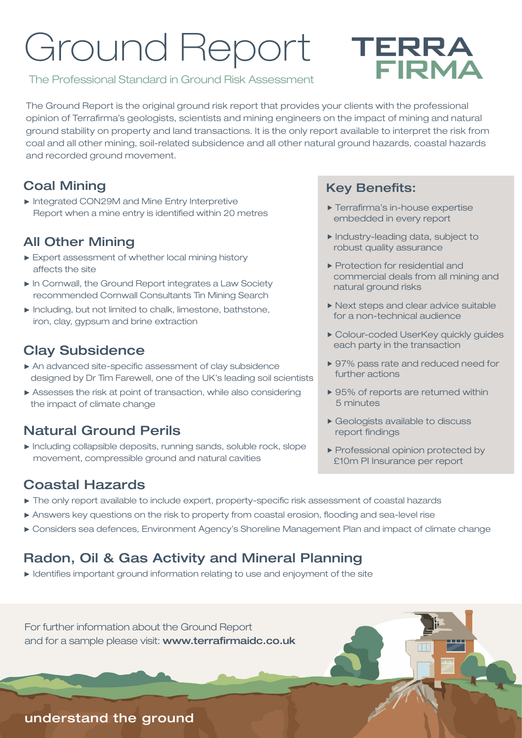# Ground Report

TERRA FIRMA

The Professional Standard in Ground Risk Assessment

The Ground Report is the original ground risk report that provides your clients with the professional opinion of Terrafirma's geologists, scientists and mining engineers on the impact of mining and natural ground stability on property and land transactions. It is the only report available to interpret the risk from coal and all other mining, soil-related subsidence and all other natural ground hazards, coastal hazards and recorded ground movement.

## Coal Mining

- Integrated CON29M and Mine Entry Interpretive Report when a mine entry is identified within 20 metres

## All Other Mining

- Expert assessment of whether local mining history affects the site
- In Cornwall, the Ground Report integrates a Law Society recommended Cornwall Consultants Tin Mining Search
- Including, but not limited to chalk, limestone, bathstone, iron, clay, gypsum and brine extraction

## Clay Subsidence

- An advanced site-specific assessment of clay subsidence designed by Dr Tim Farewell, one of the UK's leading soil scientists
- Assesses the risk at point of transaction, while also considering the impact of climate change

## Natural Ground Perils

- Including collapsible deposits, running sands, soluble rock, slope movement, compressible ground and natural cavities

## Key Benefits:

- Terrafirma's in-house expertise embedded in every report
- Industry-leading data, subject to robust quality assurance
- Protection for residential and commercial deals from all mining and natural ground risks
- Next steps and clear advice suitable for a non-technical audience
- Colour-coded UserKey quickly guides each party in the transaction
- 97% pass rate and reduced need for further actions
- 95% of reports are returned within 5 minutes
- Geologists available to discuss report findings
- Professional opinion protected by £10m PI Insurance per report

## Coastal Hazards

- The only report available to include expert, property-specific risk assessment of coastal hazards
- Answers key questions on the risk to property from coastal erosion, flooding and sea-level rise
- Considers sea defences, Environment Agency's Shoreline Management Plan and impact of climate change

## Radon, Oil & Gas Activity and Mineral Planning

- Identifies important ground information relating to use and enjoyment of the site

For further information about the Ground Report and for a sample please visit: **www.terrafirmaidc.co.uk**

understand the ground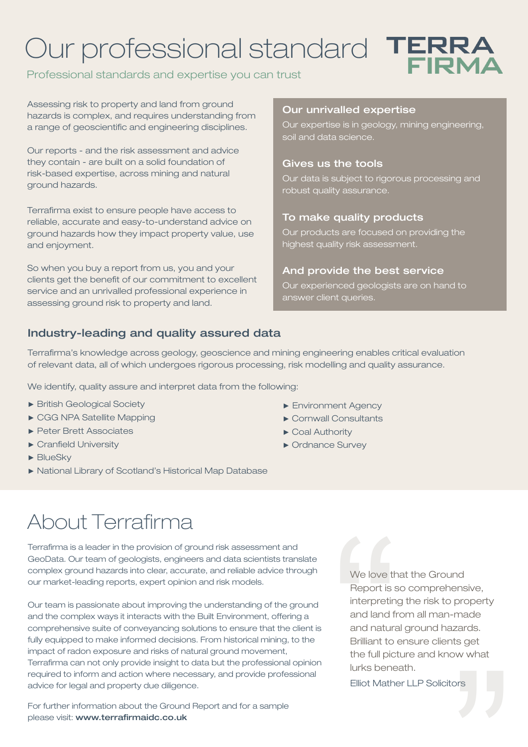# Our professional standard

TERRA FIRMA

Professional standards and expertise you can trust

Assessing risk to property and land from ground hazards is complex, and requires understanding from a range of geoscientific and engineering disciplines.

Our reports - and the risk assessment and advice they contain - are built on a solid foundation of risk-based expertise, across mining and natural ground hazards.

Terrafirma exist to ensure people have access to reliable, accurate and easy-to-understand advice on ground hazards how they impact property value, use and enjoyment.

So when you buy a report from us, you and your clients get the benefit of our commitment to excellent service and an unrivalled professional experience in assessing ground risk to property and land.

### Our unrivalled expertise

Our expertise is in geology, mining engineering, soil and data science.

### Gives us the tools

Our data is subject to rigorous processing and robust quality assurance.

### To make quality products

Our products are focused on providing the highest quality risk assessment.

### And provide the best service

Our experienced geologists are on hand to answer client queries.

## Industry-leading and quality assured data

Terrafirma's knowledge across geology, geoscience and mining engineering enables critical evaluation of relevant data, all of which undergoes rigorous processing, risk modelling and quality assurance.

We identify, quality assure and interpret data from the following:

- British Geological Society
- CGG NPA Satellite Mapping
- Peter Brett Associates
- Cranfield University
- BlueSky
- National Library of Scotland's Historical Map Database
- Environment Agency
- Cornwall Consultants
- Coal Authority
- Ordnance Survey

# About Terrafirma

Terrafirma is a leader in the provision of ground risk assessment and GeoData. Our team of geologists, engineers and data scientists translate complex ground hazards into clear, accurate, and reliable advice through our market-leading reports, expert opinion and risk models.

Our team is passionate about improving the understanding of the ground and the complex ways it interacts with the Built Environment, offering a comprehensive suite of conveyancing solutions to ensure that the client is fully equipped to make informed decisions. From historical mining, to the impact of radon exposure and risks of natural ground movement, Terrafirma can not only provide insight to data but the professional opinion required to inform and action where necessary, and provide professional advice for legal and property due diligence.

For further information about the Ground Report and for a sample please visit: **www.terrafirmaidc.co.uk**

> We love that the Ground Report is so comprehensive, interpreting the risk to property and land from all man-made and natural ground hazards. Brilliant to ensure clients get the full picture and know what lurks beneath.
>
> Elliot Mather LLP Solicitors